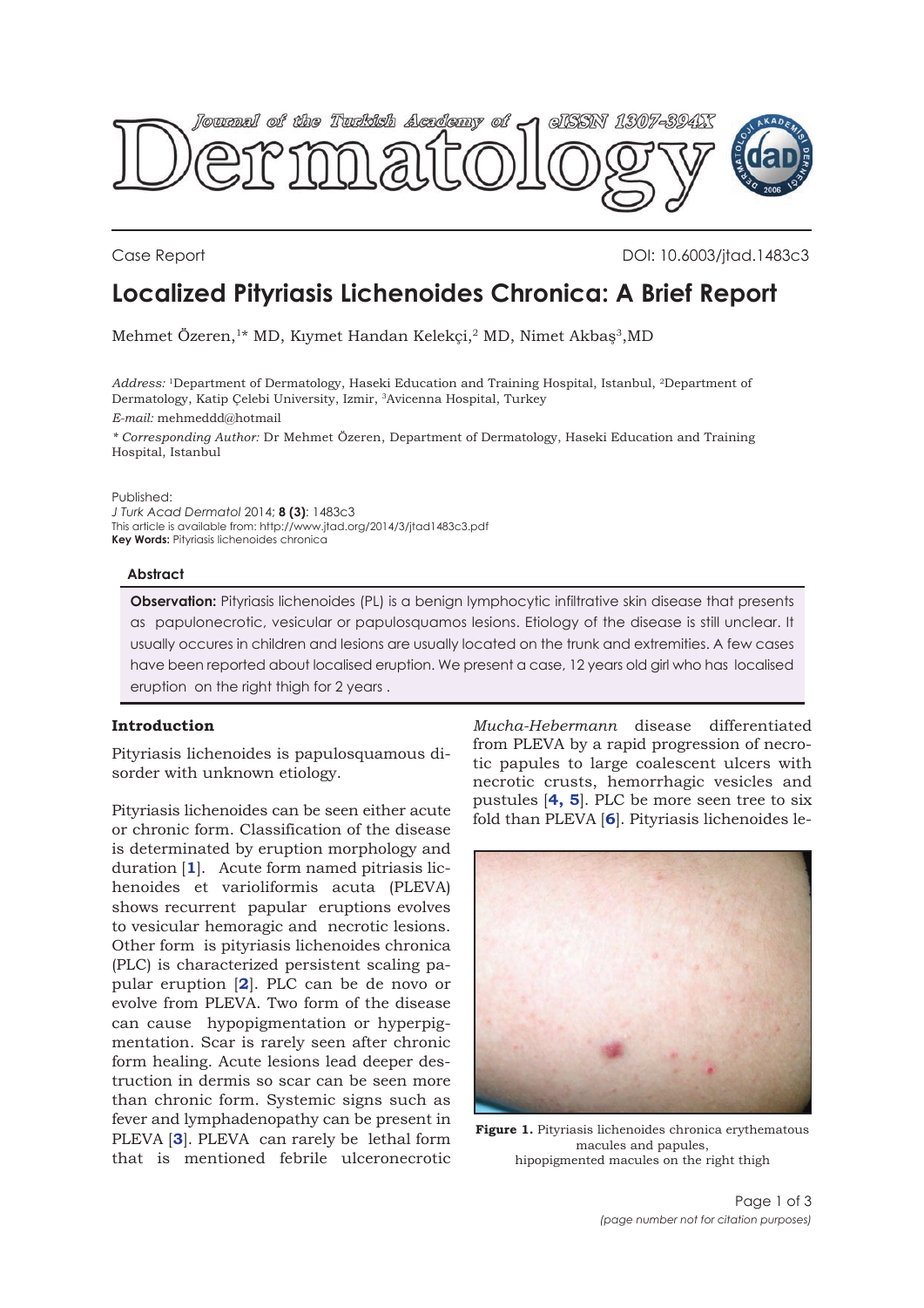Case Report

DOI: 10.6003/jtad.1483c3

# Localized Pityriasis Lichenoides Chronica: A Brief Report

Mehmet Özeren,[1]* MD, Kıymet Handan Kelekçi,[2] MD, Nimet Akbaş[3],MD

*Address:* [1]Department of Dermatology, Haseki Education and Training Hospital, Istanbul, [2]Department of Dermatology, Katip Çelebi University, Izmir, [3]Avicenna Hospital, Turkey

*E-mail:* mehmeddd@hotmail

*\* Corresponding Author:* Dr Mehmet Özeren, Department of Dermatology, Haseki Education and Training Hospital, Istanbul

Published:
*J Turk Acad Dermatol* 2014; **8 (3)**: 1483c3
This article is available from: http://www.jtad.org/2014/3/jtad1483c3.pdf
**Key Words:** Pityriasis lichenoides chronica

### Abstract

**Observation:** Pityriasis lichenoides (PL) is a benign lymphocytic infiltrative skin disease that presents as papulonecrotic, vesicular or papulosquamos lesions. Etiology of the disease is still unclear. It usually occures in children and lesions are usually located on the trunk and extremities. A few cases have been reported about localised eruption. We present a case, 12 years old girl who has localised eruption on the right thigh for 2 years .

## Introduction

Pityriasis lichenoides is papulosquamous disorder with unknown etiology.

Pityriasis lichenoides can be seen either acute or chronic form. Classification of the disease is determinated by eruption morphology and duration [1]. Acute form named pitriasis lichenoides et varioliformis acuta (PLEVA) shows recurrent papular eruptions evolves to vesicular hemoragic and necrotic lesions. Other form is pityriasis lichenoides chronica (PLC) is characterized persistent scaling papular eruption [2]. PLC can be de novo or evolve from PLEVA. Two form of the disease can cause hypopigmentation or hyperpigmentation. Scar is rarely seen after chronic form healing. Acute lesions lead deeper destruction in dermis so scar can be seen more than chronic form. Systemic signs such as fever and lymphadenopathy can be present in PLEVA [3]. PLEVA can rarely be lethal form that is mentioned febrile ulceronecrotic *Mucha-Hebermann* disease differentiated from PLEVA by a rapid progression of necrotic papules to large coalescent ulcers with necrotic crusts, hemorrhagic vesicles and pustules [4, 5]. PLC be more seen tree to six fold than PLEVA [6]. Pityriasis lichenoides le-

**Figure 1.** Pityriasis lichenoides chronica erythematous macules and papules, hipopigmented macules on the right thigh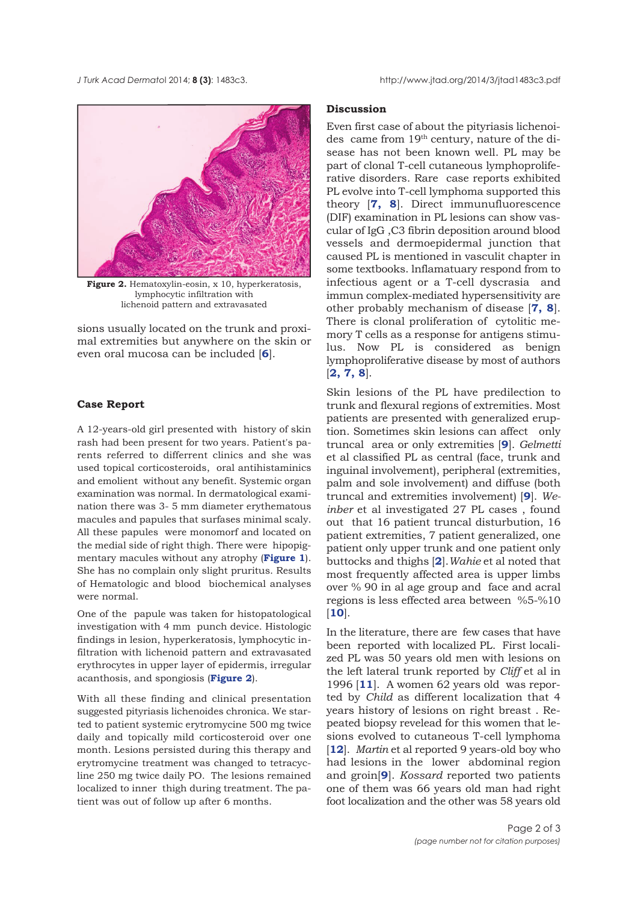Figure 2. Hematoxylin-eosin, x 10, hyperkeratosis, lymphocytic infiltration with lichenoid pattern and extravasated

sions usually located on the trunk and proximal extremities but anywhere on the skin or even oral mucosa can be included [6].

## Case Report

A 12-years-old girl presented with history of skin rash had been present for two years. Patient's parents referred to differrent clinics and she was used topical corticosteroids, oral antihistaminics and emolient without any benefit. Systemic organ examination was normal. In dermatological examination there was 3- 5 mm diameter erythematous macules and papules that surfases minimal scaly. All these papules were monomorf and located on the medial side of right thigh. There were hipopigmentary macules without any atrophy (**Figure 1**). She has no complain only slight pruritus. Results of Hematologic and blood biochemical analyses were normal.

One of the papule was taken for histopatological investigation with 4 mm punch device. Histologic findings in lesion, hyperkeratosis, lymphocytic infiltration with lichenoid pattern and extravasated erythrocytes in upper layer of epidermis, irregular acanthosis, and spongiosis (**Figure 2**).

With all these finding and clinical presentation suggested pityriasis lichenoides chronica. We started to patient systemic erytromycine 500 mg twice daily and topically mild corticosteroid over one month. Lesions persisted during this therapy and erytromycine treatment was changed to tetracycline 250 mg twice daily PO. The lesions remained localized to inner thigh during treatment. The patient was out of follow up after 6 months.

## Discussion

Even first case of about the pityriasis lichenoides came from 19th century, nature of the disease has not been known well. PL may be part of clonal T-cell cutaneous lymphoproliferative disorders. Rare case reports exhibited PL evolve into T-cell lymphoma supported this theory [7, 8]. Direct immunufluorescence (DIF) examination in PL lesions can show vascular of IgG ,C3 fibrin deposition around blood vessels and dermoepidermal junction that caused PL is mentioned in vasculit chapter in some textbooks. Inflamatuary respond from to infectious agent or a T-cell dyscrasia and immun complex-mediated hypersensitivity are other probably mechanism of disease [7, 8]. There is clonal proliferation of cytolitic memory T cells as a response for antigens stimulus. Now PL is considered as benign lymphoproliferative disease by most of authors [2, 7, 8].

Skin lesions of the PL have predilection to trunk and flexural regions of extremities. Most patients are presented with generalized eruption. Sometimes skin lesions can affect only truncal area or only extremities [9]. *Gelmetti* et al classified PL as central (face, trunk and inguinal involvement), peripheral (extremities, palm and sole involvement) and diffuse (both truncal and extremities involvement) [9]. *Weinber* et al investigated 27 PL cases , found out that 16 patient truncal disturbution, 16 patient extremities, 7 patient generalized, one patient only upper trunk and one patient only buttocks and thighs [2]. *Wahie* et al noted that most frequently affected area is upper limbs over % 90 in al age group and face and acral regions is less effected area between %5-%10 [10].

In the literature, there are few cases that have been reported with localized PL. First localized PL was 50 years old men with lesions on the left lateral trunk reported by *Cliff* et al in 1996 [11]. A women 62 years old was reported by *Child* as different localization that 4 years history of lesions on right breast . Repeated biopsy revelead for this women that lesions evolved to cutaneous T-cell lymphoma [12]. *Martin* et al reported 9 years-old boy who had lesions in the lower abdominal region and groin[9]. *Kossard* reported two patients one of them was 66 years old man had right foot localization and the other was 58 years old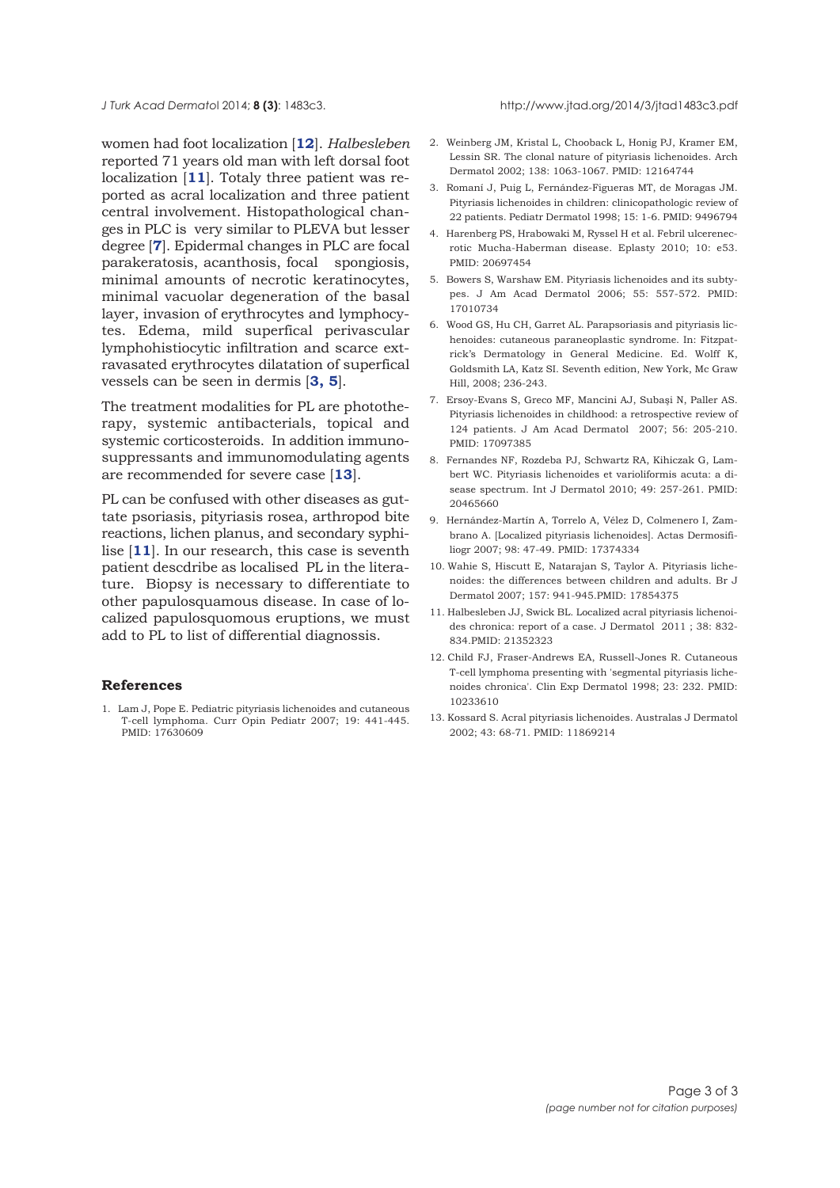women had foot localization [**12**]. *Halbesleben* reported 71 years old man with left dorsal foot localization [**11**]. Totaly three patient was reported as acral localization and three patient central involvement. Histopathological changes in PLC is very similar to PLEVA but lesser degree [**7**]. Epidermal changes in PLC are focal parakeratosis, acanthosis, focal spongiosis, minimal amounts of necrotic keratinocytes, minimal vacuolar degeneration of the basal layer, invasion of erythrocytes and lymphocytes. Edema, mild superfical perivascular lymphohistiocytic infiltration and scarce extravasated erythrocytes dilatation of superfical vessels can be seen in dermis [**3, 5**].

The treatment modalities for PL are phototherapy, systemic antibacterials, topical and systemic corticosteroids. In addition immunosuppressants and immunomodulating agents are recommended for severe case [**13**].

PL can be confused with other diseases as guttate psoriasis, pityriasis rosea, arthropod bite reactions, lichen planus, and secondary syphilise [**11**]. In our research, this case is seventh patient descdribe as localised PL in the literature. Biopsy is necessary to differentiate to other papulosquamous disease. In case of localized papulosquomous eruptions, we must add to PL to list of differential diagnossis.

## References

1. Lam J, Pope E. Pediatric pityriasis lichenoides and cutaneous T-cell lymphoma. Curr Opin Pediatr 2007; 19: 441-445. PMID: 17630609
2. Weinberg JM, Kristal L, Chooback L, Honig PJ, Kramer EM, Lessin SR. The clonal nature of pityriasis lichenoides. Arch Dermatol 2002; 138: 1063-1067. PMID: 12164744
3. Romaní J, Puig L, Fernández-Figueras MT, de Moragas JM. Pityriasis lichenoides in children: clinicopathologic review of 22 patients. Pediatr Dermatol 1998; 15: 1-6. PMID: 9496794
4. Harenberg PS, Hrabowaki M, Ryssel H et al. Febril ulcerenecrotic Mucha-Haberman disease. Eplasty 2010; 10: e53. PMID: 20697454
5. Bowers S, Warshaw EM. Pityriasis lichenoides and its subtypes. J Am Acad Dermatol 2006; 55: 557-572. PMID: 17010734
6. Wood GS, Hu CH, Garret AL. Parapsoriasis and pityriasis lichenoides: cutaneous paraneoplastic syndrome. In: Fitzpatrick's Dermatology in General Medicine. Ed. Wolff K, Goldsmith LA, Katz SI. Seventh edition, New York, Mc Graw Hill, 2008; 236-243.
7. Ersoy-Evans S, Greco MF, Mancini AJ, Subaşi N, Paller AS. Pityriasis lichenoides in childhood: a retrospective review of 124 patients. J Am Acad Dermatol 2007; 56: 205-210. PMID: 17097385
8. Fernandes NF, Rozdeba PJ, Schwartz RA, Kihiczak G, Lambert WC. Pityriasis lichenoides et varioliformis acuta: a disease spectrum. Int J Dermatol 2010; 49: 257-261. PMID: 20465660
9. Hernández-Martín A, Torrelo A, Vélez D, Colmenero I, Zambrano A. [Localized pityriasis lichenoides]. Actas Dermosifiliogr 2007; 98: 47-49. PMID: 17374334
10. Wahie S, Hiscutt E, Natarajan S, Taylor A. Pityriasis lichenoides: the differences between children and adults. Br J Dermatol 2007; 157: 941-945.PMID: 17854375
11. Halbesleben JJ, Swick BL. Localized acral pityriasis lichenoides chronica: report of a case. J Dermatol 2011 ; 38: 832-834.PMID: 21352323
12. Child FJ, Fraser-Andrews EA, Russell-Jones R. Cutaneous T-cell lymphoma presenting with 'segmental pityriasis lichenoides chronica'. Clin Exp Dermatol 1998; 23: 232. PMID: 10233610
13. Kossard S. Acral pityriasis lichenoides. Australas J Dermatol 2002; 43: 68-71. PMID: 11869214